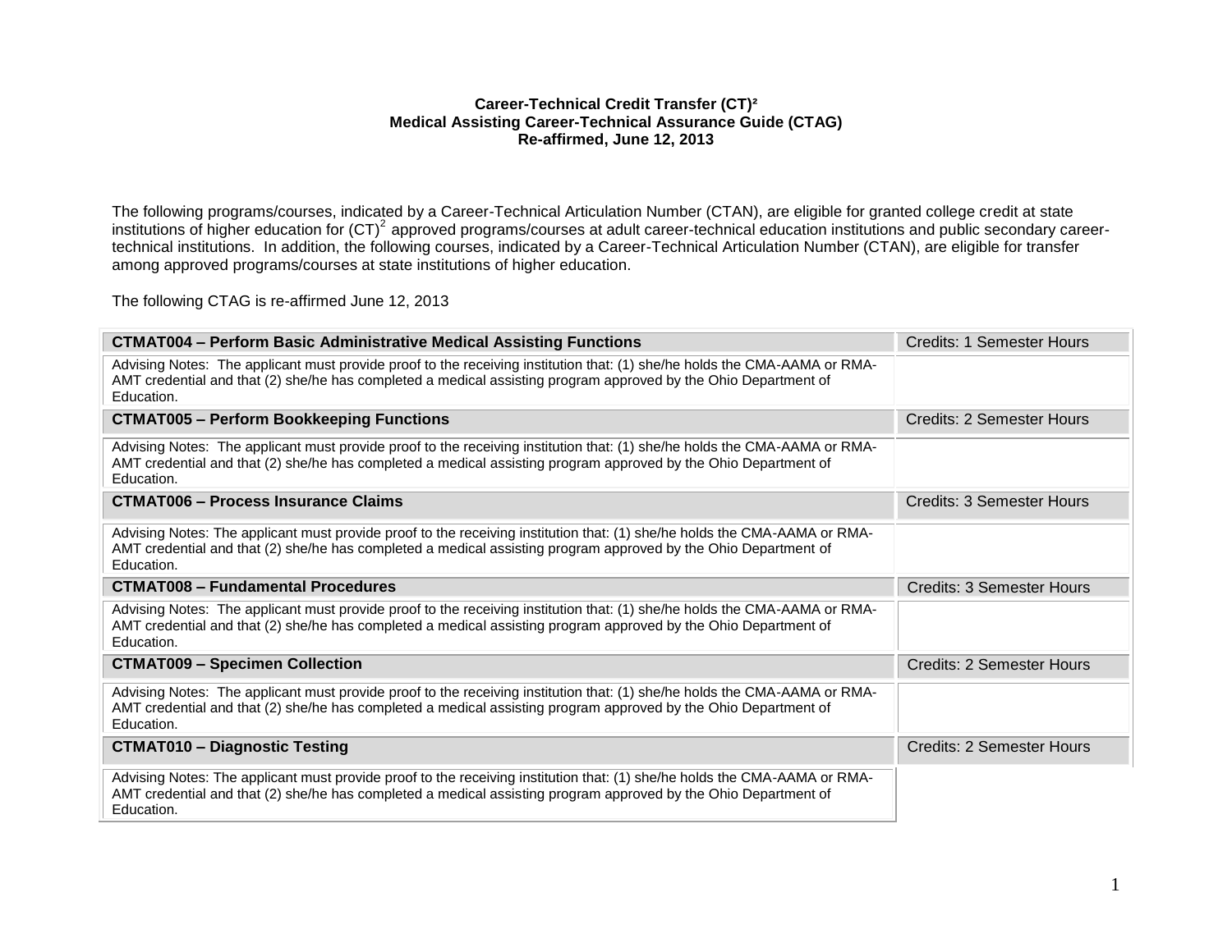**Career-Technical Credit Transfer (CT)²**
**Medical Assisting Career-Technical Assurance Guide (CTAG)**
**Re-affirmed, June 12, 2013**

The following programs/courses, indicated by a Career-Technical Articulation Number (CTAN), are eligible for granted college credit at state institutions of higher education for (CT)² approved programs/courses at adult career-technical education institutions and public secondary career-technical institutions. In addition, the following courses, indicated by a Career-Technical Articulation Number (CTAN), are eligible for transfer among approved programs/courses at state institutions of higher education.

The following CTAG is re-affirmed June 12, 2013

| **CTMAT004 – Perform Basic Administrative Medical Assisting Functions** | Credits: 1 Semester Hours |
|---|---|
| Advising Notes: The applicant must provide proof to the receiving institution that: (1) she/he holds the CMA-AAMA or RMA-AMT credential and that (2) she/he has completed a medical assisting program approved by the Ohio Department of Education. | |
| **CTMAT005 – Perform Bookkeeping Functions** | Credits: 2 Semester Hours |
| Advising Notes: The applicant must provide proof to the receiving institution that: (1) she/he holds the CMA-AAMA or RMA-AMT credential and that (2) she/he has completed a medical assisting program approved by the Ohio Department of Education. | |
| **CTMAT006 – Process Insurance Claims** | Credits: 3 Semester Hours |
| Advising Notes: The applicant must provide proof to the receiving institution that: (1) she/he holds the CMA-AAMA or RMA-AMT credential and that (2) she/he has completed a medical assisting program approved by the Ohio Department of Education. | |
| **CTMAT008 – Fundamental Procedures** | Credits: 3 Semester Hours |
| Advising Notes: The applicant must provide proof to the receiving institution that: (1) she/he holds the CMA-AAMA or RMA-AMT credential and that (2) she/he has completed a medical assisting program approved by the Ohio Department of Education. | |
| **CTMAT009 – Specimen Collection** | Credits: 2 Semester Hours |
| Advising Notes: The applicant must provide proof to the receiving institution that: (1) she/he holds the CMA-AAMA or RMA-AMT credential and that (2) she/he has completed a medical assisting program approved by the Ohio Department of Education. | |
| **CTMAT010 – Diagnostic Testing** | Credits: 2 Semester Hours |
| Advising Notes: The applicant must provide proof to the receiving institution that: (1) she/he holds the CMA-AAMA or RMA-AMT credential and that (2) she/he has completed a medical assisting program approved by the Ohio Department of Education. | |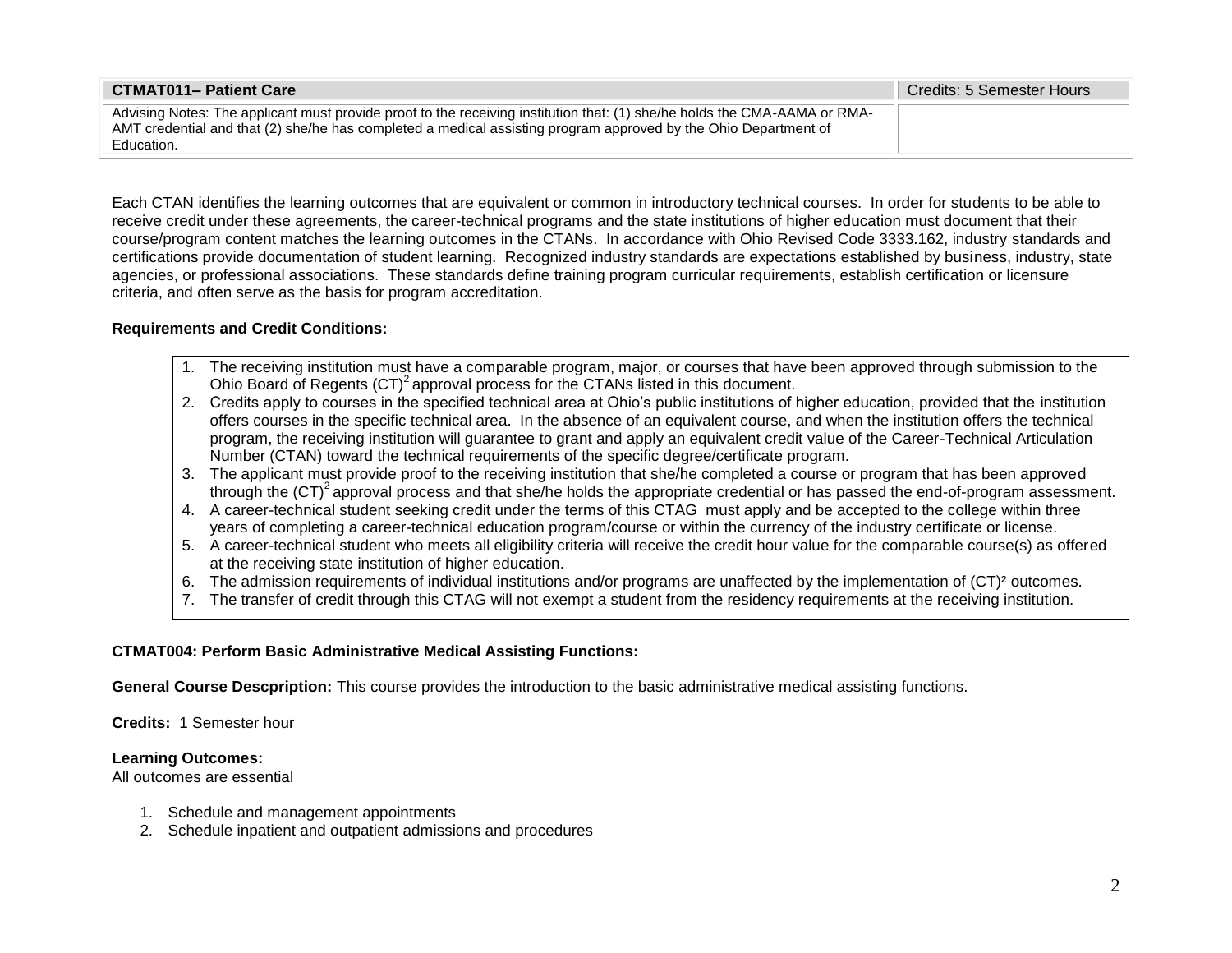| CTMAT011– Patient Care | Credits: 5 Semester Hours |
|---|---|
| Advising Notes: The applicant must provide proof to the receiving institution that: (1) she/he holds the CMA-AAMA or RMA-AMT credential and that (2) she/he has completed a medical assisting program approved by the Ohio Department of Education. | |

Each CTAN identifies the learning outcomes that are equivalent or common in introductory technical courses. In order for students to be able to receive credit under these agreements, the career-technical programs and the state institutions of higher education must document that their course/program content matches the learning outcomes in the CTANs. In accordance with Ohio Revised Code 3333.162, industry standards and certifications provide documentation of student learning. Recognized industry standards are expectations established by business, industry, state agencies, or professional associations. These standards define training program curricular requirements, establish certification or licensure criteria, and often serve as the basis for program accreditation.

**Requirements and Credit Conditions:**

1. The receiving institution must have a comparable program, major, or courses that have been approved through submission to the Ohio Board of Regents $(CT)^2$ approval process for the CTANs listed in this document.
2. Credits apply to courses in the specified technical area at Ohio's public institutions of higher education, provided that the institution offers courses in the specific technical area. In the absence of an equivalent course, and when the institution offers the technical program, the receiving institution will guarantee to grant and apply an equivalent credit value of the Career-Technical Articulation Number (CTAN) toward the technical requirements of the specific degree/certificate program.
3. The applicant must provide proof to the receiving institution that she/he completed a course or program that has been approved through the $(CT)^2$ approval process and that she/he holds the appropriate credential or has passed the end-of-program assessment.
4. A career-technical student seeking credit under the terms of this CTAG must apply and be accepted to the college within three years of completing a career-technical education program/course or within the currency of the industry certificate or license.
5. A career-technical student who meets all eligibility criteria will receive the credit hour value for the comparable course(s) as offered at the receiving state institution of higher education.
6. The admission requirements of individual institutions and/or programs are unaffected by the implementation of $(CT)^2$ outcomes.
7. The transfer of credit through this CTAG will not exempt a student from the residency requirements at the receiving institution.

**CTMAT004: Perform Basic Administrative Medical Assisting Functions:**

**General Course Descpription:** This course provides the introduction to the basic administrative medical assisting functions.

**Credits:** 1 Semester hour

**Learning Outcomes:**
All outcomes are essential

1. Schedule and management appointments
2. Schedule inpatient and outpatient admissions and procedures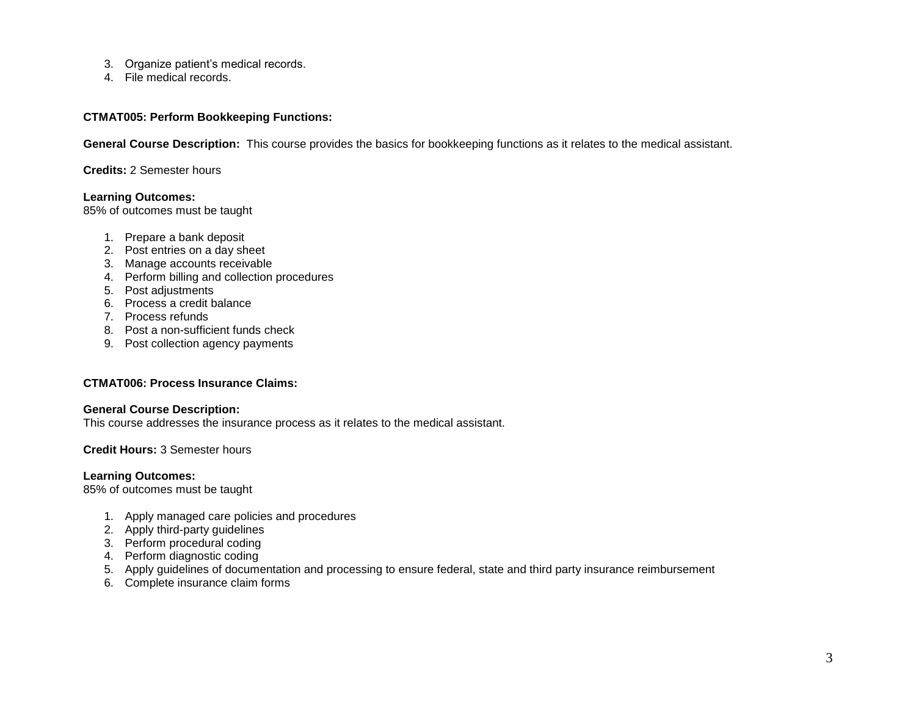3. Organize patient's medical records.
4. File medical records.

**CTMAT005: Perform Bookkeeping Functions:**

**General Course Description:** This course provides the basics for bookkeeping functions as it relates to the medical assistant.

**Credits:** 2 Semester hours

**Learning Outcomes:**
85% of outcomes must be taught

1. Prepare a bank deposit
2. Post entries on a day sheet
3. Manage accounts receivable
4. Perform billing and collection procedures
5. Post adjustments
6. Process a credit balance
7. Process refunds
8. Post a non-sufficient funds check
9. Post collection agency payments

**CTMAT006: Process Insurance Claims:**

**General Course Description:**
This course addresses the insurance process as it relates to the medical assistant.

**Credit Hours:** 3 Semester hours

**Learning Outcomes:**
85% of outcomes must be taught

1. Apply managed care policies and procedures
2. Apply third-party guidelines
3. Perform procedural coding
4. Perform diagnostic coding
5. Apply guidelines of documentation and processing to ensure federal, state and third party insurance reimbursement
6. Complete insurance claim forms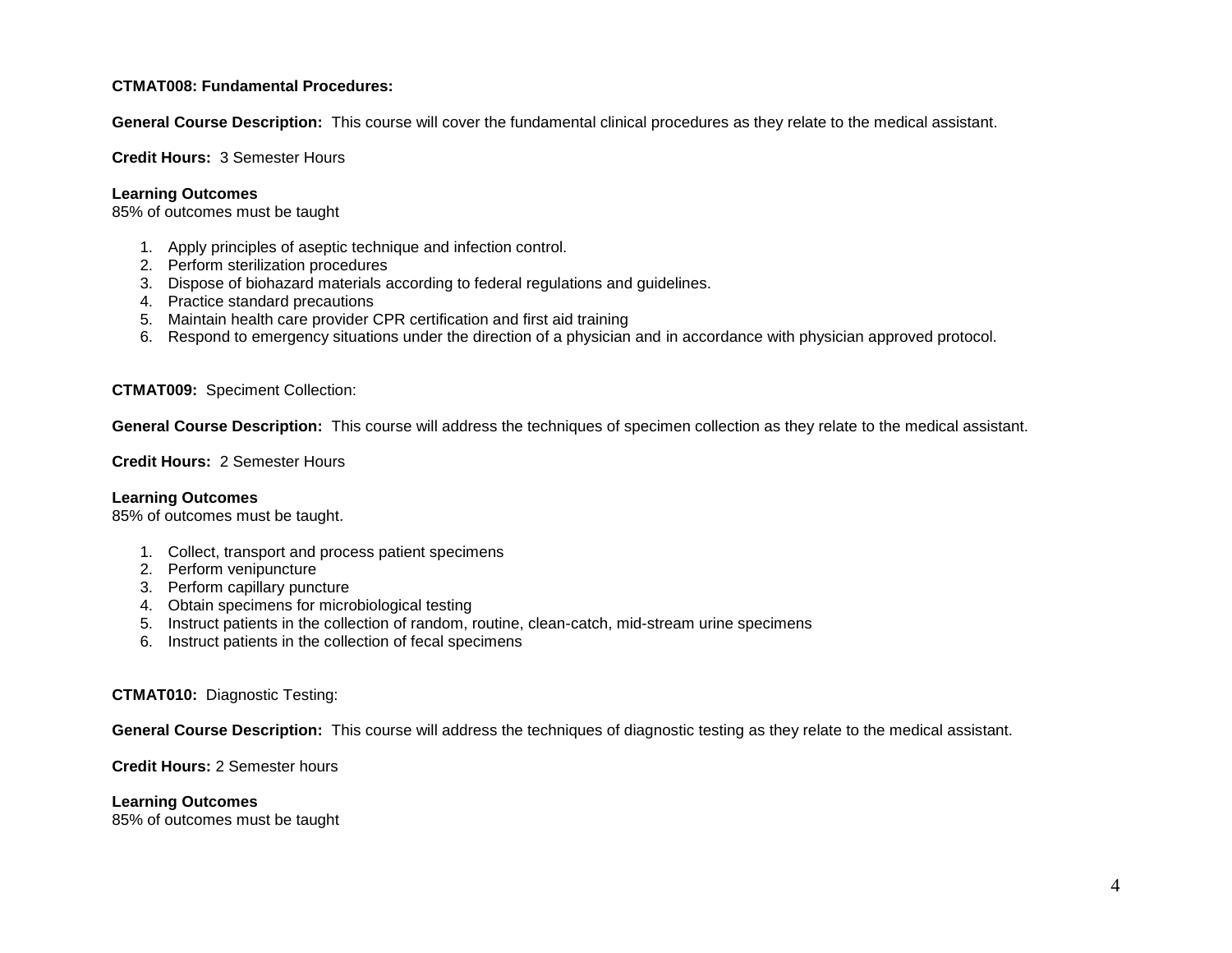**CTMAT008: Fundamental Procedures:**

**General Course Description:** This course will cover the fundamental clinical procedures as they relate to the medical assistant.

**Credit Hours:** 3 Semester Hours

**Learning Outcomes**
85% of outcomes must be taught

1. Apply principles of aseptic technique and infection control.
2. Perform sterilization procedures
3. Dispose of biohazard materials according to federal regulations and guidelines.
4. Practice standard precautions
5. Maintain health care provider CPR certification and first aid training
6. Respond to emergency situations under the direction of a physician and in accordance with physician approved protocol.

**CTMAT009:** Speciment Collection:

**General Course Description:** This course will address the techniques of specimen collection as they relate to the medical assistant.

**Credit Hours:** 2 Semester Hours

**Learning Outcomes**
85% of outcomes must be taught.

1. Collect, transport and process patient specimens
2. Perform venipuncture
3. Perform capillary puncture
4. Obtain specimens for microbiological testing
5. Instruct patients in the collection of random, routine, clean-catch, mid-stream urine specimens
6. Instruct patients in the collection of fecal specimens

**CTMAT010:** Diagnostic Testing:

**General Course Description:** This course will address the techniques of diagnostic testing as they relate to the medical assistant.

**Credit Hours:** 2 Semester hours

**Learning Outcomes**
85% of outcomes must be taught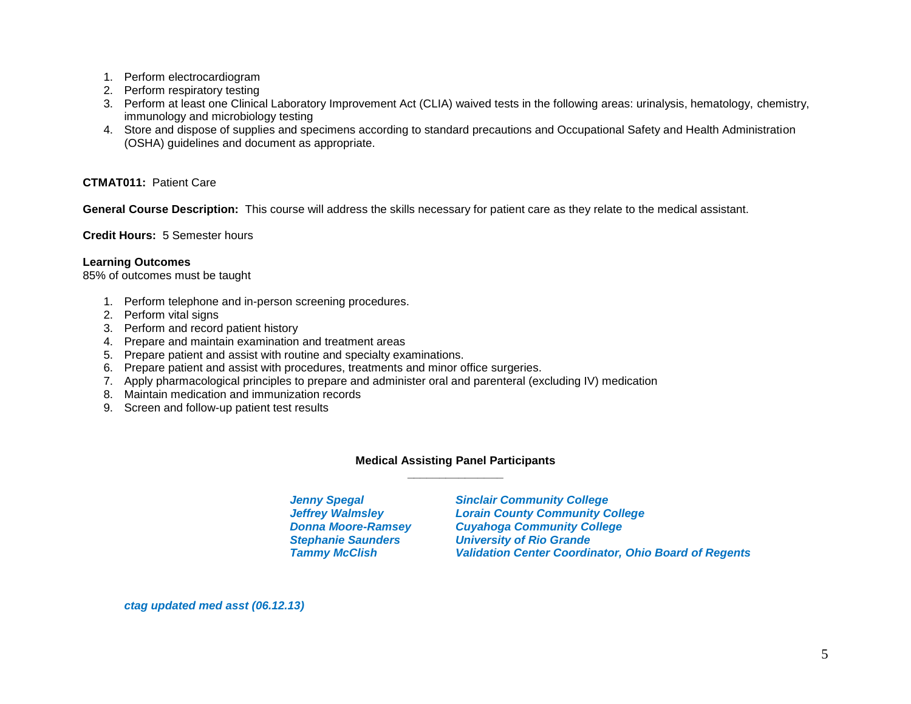1. Perform electrocardiogram
2. Perform respiratory testing
3. Perform at least one Clinical Laboratory Improvement Act (CLIA) waived tests in the following areas: urinalysis, hematology, chemistry, immunology and microbiology testing
4. Store and dispose of supplies and specimens according to standard precautions and Occupational Safety and Health Administration (OSHA) guidelines and document as appropriate.

**CTMAT011:** Patient Care

**General Course Description:** This course will address the skills necessary for patient care as they relate to the medical assistant.

**Credit Hours:** 5 Semester hours

**Learning Outcomes**
85% of outcomes must be taught

1. Perform telephone and in-person screening procedures.
2. Perform vital signs
3. Perform and record patient history
4. Prepare and maintain examination and treatment areas
5. Prepare patient and assist with routine and specialty examinations.
6. Prepare patient and assist with procedures, treatments and minor office surgeries.
7. Apply pharmacological principles to prepare and administer oral and parenteral (excluding IV) medication
8. Maintain medication and immunization records
9. Screen and follow-up patient test results

### Medical Assisting Panel Participants

| | |
|---|---|
| ***Jenny Spegal*** | ***Sinclair Community College*** |
| ***Jeffrey Walmsley*** | ***Lorain County Community College*** |
| ***Donna Moore-Ramsey*** | ***Cuyahoga Community College*** |
| ***Stephanie Saunders*** | ***University of Rio Grande*** |
| ***Tammy McClish*** | ***Validation Center Coordinator, Ohio Board of Regents*** |

***ctag updated med asst (06.12.13)***